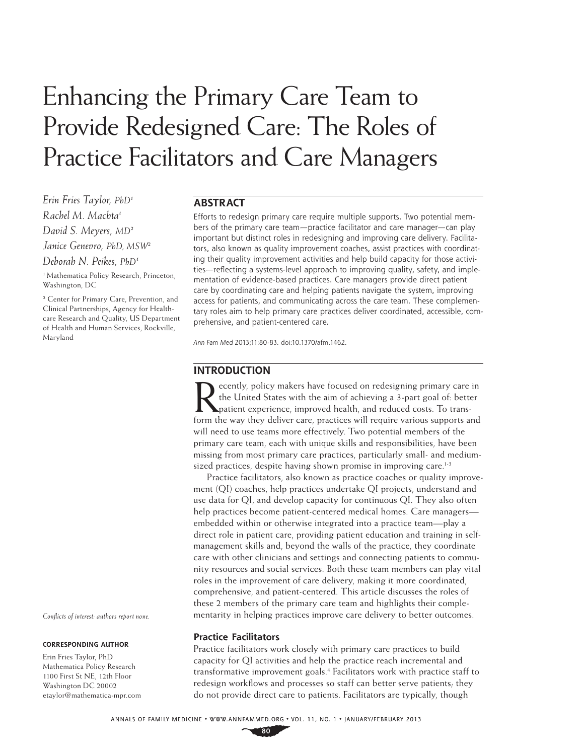# Enhancing the Primary Care Team to Provide Redesigned Care: The Roles of Practice Facilitators and Care Managers

*Erin Fries Taylor, PhD*[1]
*Rachel M. Machta*[1]
*David S. Meyers, MD*[2]
*Janice Genevro, PhD, MSW*[2]
*Deborah N. Peikes, PhD*[1]

[1] Mathematica Policy Research, Princeton, Washington, DC

[2] Center for Primary Care, Prevention, and Clinical Partnerships, Agency for Healthcare Research and Quality, US Department of Health and Human Services, Rockville, Maryland

*Conflicts of interest: authors report none.*

**CORRESPONDING AUTHOR**

Erin Fries Taylor, PhD
Mathematica Policy Research
1100 First St NE, 12th Floor
Washington DC 20002
etaylor@mathematica-mpr.com

## ABSTRACT

Efforts to redesign primary care require multiple supports. Two potential members of the primary care team—practice facilitator and care manager—can play important but distinct roles in redesigning and improving care delivery. Facilitators, also known as quality improvement coaches, assist practices with coordinating their quality improvement activities and help build capacity for those activities—reflecting a systems-level approach to improving quality, safety, and implementation of evidence-based practices. Care managers provide direct patient care by coordinating care and helping patients navigate the system, improving access for patients, and communicating across the care team. These complementary roles aim to help primary care practices deliver coordinated, accessible, comprehensive, and patient-centered care.

*Ann Fam Med* 2013;11:80-83. doi:10.1370/afm.1462.

## INTRODUCTION

Recently, policy makers have focused on redesigning primary care in the United States with the aim of achieving a 3-part goal of: better patient experience, improved health, and reduced costs. To transform the way they deliver care, practices will require various supports and will need to use teams more effectively. Two potential members of the primary care team, each with unique skills and responsibilities, have been missing from most primary care practices, particularly small- and medium-sized practices, despite having shown promise in improving care.[1-3]

Practice facilitators, also known as practice coaches or quality improvement (QI) coaches, help practices undertake QI projects, understand and use data for QI, and develop capacity for continuous QI. They also often help practices become patient-centered medical homes. Care managers—embedded within or otherwise integrated into a practice team—play a direct role in patient care, providing patient education and training in self-management skills and, beyond the walls of the practice, they coordinate care with other clinicians and settings and connecting patients to community resources and social services. Both these team members can play vital roles in the improvement of care delivery, making it more coordinated, comprehensive, and patient-centered. This article discusses the roles of these 2 members of the primary care team and highlights their complementarity in helping practices improve care delivery to better outcomes.

### Practice Facilitators

Practice facilitators work closely with primary care practices to build capacity for QI activities and help the practice reach incremental and transformative improvement goals.[4] Facilitators work with practice staff to redesign workflows and processes so staff can better serve patients; they do not provide direct care to patients. Facilitators are typically, though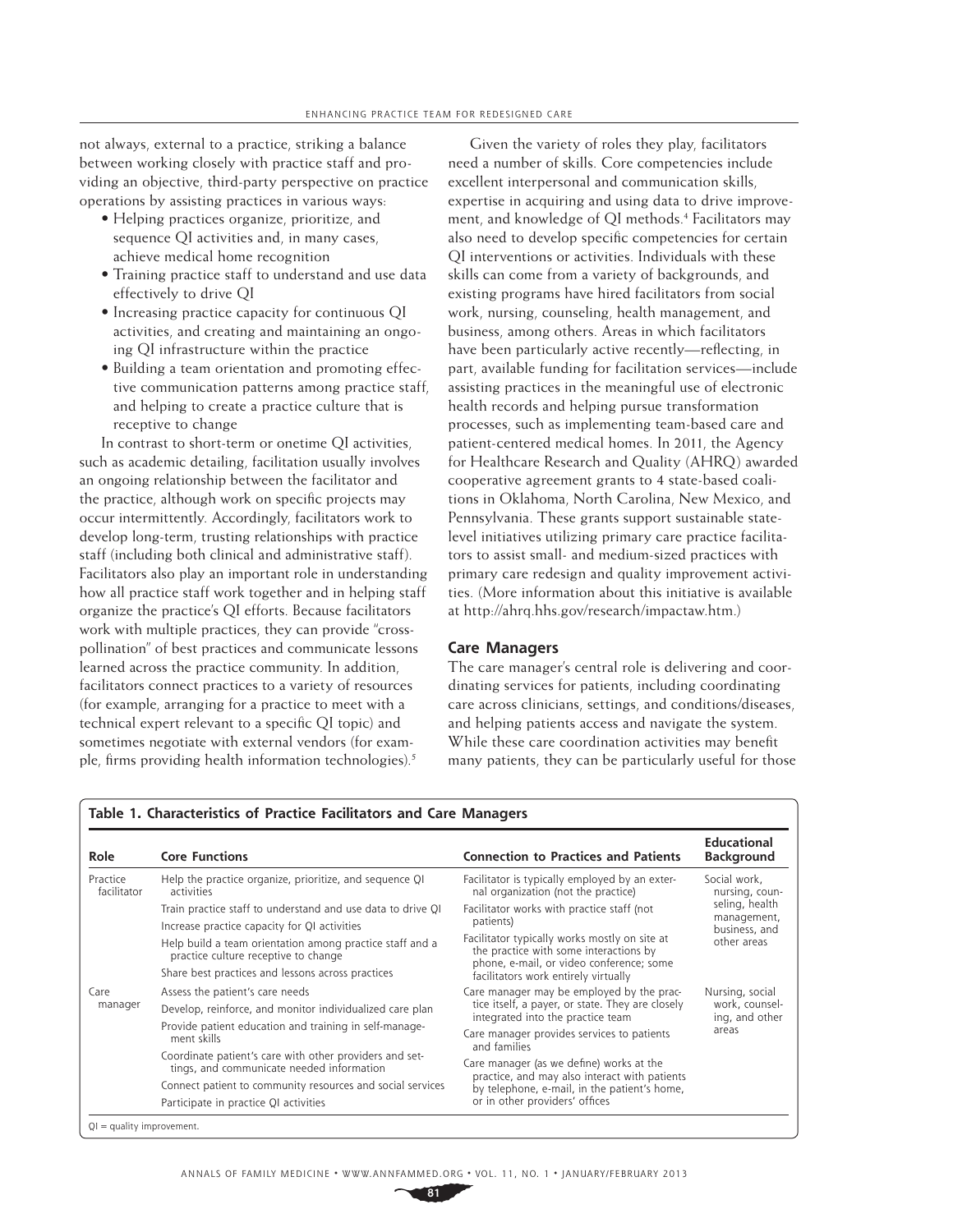not always, external to a practice, striking a balance between working closely with practice staff and providing an objective, third-party perspective on practice operations by assisting practices in various ways:

- Helping practices organize, prioritize, and sequence QI activities and, in many cases, achieve medical home recognition
- Training practice staff to understand and use data effectively to drive QI
- Increasing practice capacity for continuous QI activities, and creating and maintaining an ongoing QI infrastructure within the practice
- Building a team orientation and promoting effective communication patterns among practice staff, and helping to create a practice culture that is receptive to change

In contrast to short-term or onetime QI activities, such as academic detailing, facilitation usually involves an ongoing relationship between the facilitator and the practice, although work on specific projects may occur intermittently. Accordingly, facilitators work to develop long-term, trusting relationships with practice staff (including both clinical and administrative staff). Facilitators also play an important role in understanding how all practice staff work together and in helping staff organize the practice's QI efforts. Because facilitators work with multiple practices, they can provide "cross-pollination" of best practices and communicate lessons learned across the practice community. In addition, facilitators connect practices to a variety of resources (for example, arranging for a practice to meet with a technical expert relevant to a specific QI topic) and sometimes negotiate with external vendors (for example, firms providing health information technologies).[5]

Given the variety of roles they play, facilitators need a number of skills. Core competencies include excellent interpersonal and communication skills, expertise in acquiring and using data to drive improvement, and knowledge of QI methods.[4] Facilitators may also need to develop specific competencies for certain QI interventions or activities. Individuals with these skills can come from a variety of backgrounds, and existing programs have hired facilitators from social work, nursing, counseling, health management, and business, among others. Areas in which facilitators have been particularly active recently—reflecting, in part, available funding for facilitation services—include assisting practices in the meaningful use of electronic health records and helping pursue transformation processes, such as implementing team-based care and patient-centered medical homes. In 2011, the Agency for Healthcare Research and Quality (AHRQ) awarded cooperative agreement grants to 4 state-based coalitions in Oklahoma, North Carolina, New Mexico, and Pennsylvania. These grants support sustainable state-level initiatives utilizing primary care practice facilitators to assist small- and medium-sized practices with primary care redesign and quality improvement activities. (More information about this initiative is available at http://ahrq.hhs.gov/research/impactaw.htm.)

## Care Managers

The care manager's central role is delivering and coordinating services for patients, including coordinating care across clinicians, settings, and conditions/diseases, and helping patients access and navigate the system. While these care coordination activities may benefit many patients, they can be particularly useful for those

**Table 1. Characteristics of Practice Facilitators and Care Managers**

| Role | Core Functions | Connection to Practices and Patients | Educational Background |
|---|---|---|---|
| Practice facilitator | Help the practice organize, prioritize, and sequence QI activities<br>Train practice staff to understand and use data to drive QI<br>Increase practice capacity for QI activities<br>Help build a team orientation among practice staff and a practice culture receptive to change<br>Share best practices and lessons across practices | Facilitator is typically employed by an external organization (not the practice)<br>Facilitator works with practice staff (not patients)<br>Facilitator typically works mostly on site at the practice with some interactions by phone, e-mail, or video conference; some facilitators work entirely virtually | Social work, nursing, counseling, health management, business, and other areas |
| Care manager | Assess the patient's care needs<br>Develop, reinforce, and monitor individualized care plan<br>Provide patient education and training in self-management skills<br>Coordinate patient's care with other providers and settings, and communicate needed information<br>Connect patient to community resources and social services<br>Participate in practice QI activities | Care manager may be employed by the practice itself, a payer, or state. They are closely integrated into the practice team<br>Care manager provides services to patients and families<br>Care manager (as we define) works at the practice, and may also interact with patients by telephone, e-mail, in the patient's home, or in other providers' offices | Nursing, social work, counseling, and other areas |

QI = quality improvement.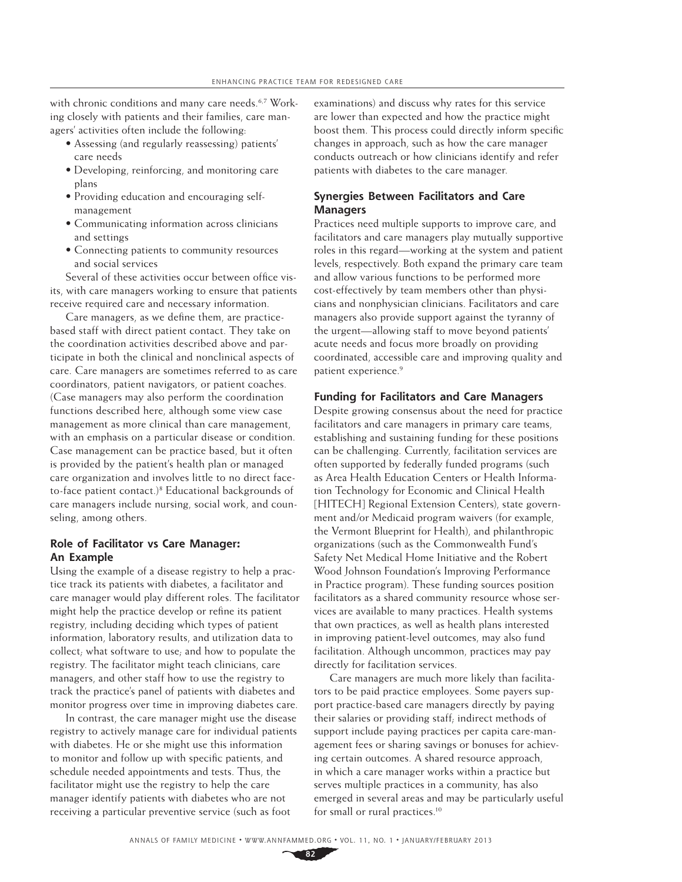with chronic conditions and many care needs.[6,7] Working closely with patients and their families, care managers' activities often include the following:

- Assessing (and regularly reassessing) patients' care needs
- Developing, reinforcing, and monitoring care plans
- Providing education and encouraging self-management
- Communicating information across clinicians and settings
- Connecting patients to community resources and social services

Several of these activities occur between office visits, with care managers working to ensure that patients receive required care and necessary information.

Care managers, as we define them, are practice-based staff with direct patient contact. They take on the coordination activities described above and participate in both the clinical and nonclinical aspects of care. Care managers are sometimes referred to as care coordinators, patient navigators, or patient coaches. (Case managers may also perform the coordination functions described here, although some view case management as more clinical than care management, with an emphasis on a particular disease or condition. Case management can be practice based, but it often is provided by the patient's health plan or managed care organization and involves little to no direct face-to-face patient contact.)[8] Educational backgrounds of care managers include nursing, social work, and counseling, among others.

### Role of Facilitator vs Care Manager: An Example

Using the example of a disease registry to help a practice track its patients with diabetes, a facilitator and care manager would play different roles. The facilitator might help the practice develop or refine its patient registry, including deciding which types of patient information, laboratory results, and utilization data to collect; what software to use; and how to populate the registry. The facilitator might teach clinicians, care managers, and other staff how to use the registry to track the practice's panel of patients with diabetes and monitor progress over time in improving diabetes care.

In contrast, the care manager might use the disease registry to actively manage care for individual patients with diabetes. He or she might use this information to monitor and follow up with specific patients, and schedule needed appointments and tests. Thus, the facilitator might use the registry to help the care manager identify patients with diabetes who are not receiving a particular preventive service (such as foot examinations) and discuss why rates for this service are lower than expected and how the practice might boost them. This process could directly inform specific changes in approach, such as how the care manager conducts outreach or how clinicians identify and refer patients with diabetes to the care manager.

### Synergies Between Facilitators and Care Managers

Practices need multiple supports to improve care, and facilitators and care managers play mutually supportive roles in this regard—working at the system and patient levels, respectively. Both expand the primary care team and allow various functions to be performed more cost-effectively by team members other than physicians and nonphysician clinicians. Facilitators and care managers also provide support against the tyranny of the urgent—allowing staff to move beyond patients' acute needs and focus more broadly on providing coordinated, accessible care and improving quality and patient experience.[9]

### Funding for Facilitators and Care Managers

Despite growing consensus about the need for practice facilitators and care managers in primary care teams, establishing and sustaining funding for these positions can be challenging. Currently, facilitation services are often supported by federally funded programs (such as Area Health Education Centers or Health Information Technology for Economic and Clinical Health [HITECH] Regional Extension Centers), state government and/or Medicaid program waivers (for example, the Vermont Blueprint for Health), and philanthropic organizations (such as the Commonwealth Fund's Safety Net Medical Home Initiative and the Robert Wood Johnson Foundation's Improving Performance in Practice program). These funding sources position facilitators as a shared community resource whose services are available to many practices. Health systems that own practices, as well as health plans interested in improving patient-level outcomes, may also fund facilitation. Although uncommon, practices may pay directly for facilitation services.

Care managers are much more likely than facilitators to be paid practice employees. Some payers support practice-based care managers directly by paying their salaries or providing staff; indirect methods of support include paying practices per capita care-management fees or sharing savings or bonuses for achieving certain outcomes. A shared resource approach, in which a care manager works within a practice but serves multiple practices in a community, has also emerged in several areas and may be particularly useful for small or rural practices.[10]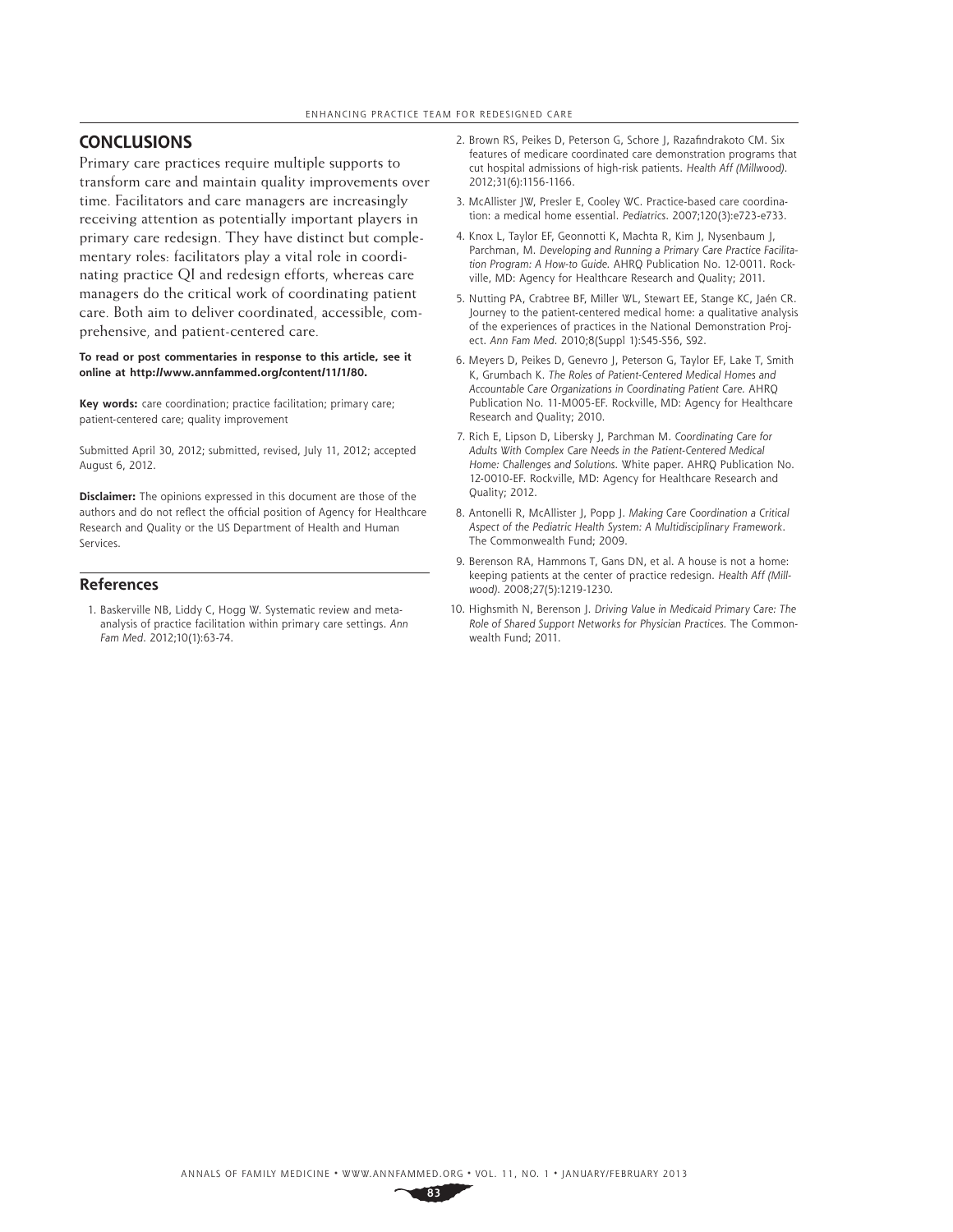## CONCLUSIONS

Primary care practices require multiple supports to transform care and maintain quality improvements over time. Facilitators and care managers are increasingly receiving attention as potentially important players in primary care redesign. They have distinct but complementary roles: facilitators play a vital role in coordinating practice QI and redesign efforts, whereas care managers do the critical work of coordinating patient care. Both aim to deliver coordinated, accessible, comprehensive, and patient-centered care.

**To read or post commentaries in response to this article, see it online at http://www.annfammed.org/content/11/1/80.**

**Key words:** care coordination; practice facilitation; primary care; patient-centered care; quality improvement

Submitted April 30, 2012; submitted, revised, July 11, 2012; accepted August 6, 2012.

**Disclaimer:** The opinions expressed in this document are those of the authors and do not reflect the official position of Agency for Healthcare Research and Quality or the US Department of Health and Human Services.

## References

1. Baskerville NB, Liddy C, Hogg W. Systematic review and meta-analysis of practice facilitation within primary care settings. *Ann Fam Med*. 2012;10(1):63-74.
2. Brown RS, Peikes D, Peterson G, Schore J, Razafindrakoto CM. Six features of medicare coordinated care demonstration programs that cut hospital admissions of high-risk patients. *Health Aff (Millwood)*. 2012;31(6):1156-1166.
3. McAllister JW, Presler E, Cooley WC. Practice-based care coordination: a medical home essential. *Pediatrics*. 2007;120(3):e723-e733.
4. Knox L, Taylor EF, Geonnotti K, Machta R, Kim J, Nysenbaum J, Parchman, M. *Developing and Running a Primary Care Practice Facilitation Program: A How-to Guide.* AHRQ Publication No. 12-0011. Rockville, MD: Agency for Healthcare Research and Quality; 2011.
5. Nutting PA, Crabtree BF, Miller WL, Stewart EE, Stange KC, Jaén CR. Journey to the patient-centered medical home: a qualitative analysis of the experiences of practices in the National Demonstration Project. *Ann Fam Med*. 2010;8(Suppl 1):S45-S56, S92.
6. Meyers D, Peikes D, Genevro J, Peterson G, Taylor EF, Lake T, Smith K, Grumbach K. *The Roles of Patient-Centered Medical Homes and Accountable Care Organizations in Coordinating Patient Care.* AHRQ Publication No. 11-M005-EF. Rockville, MD: Agency for Healthcare Research and Quality; 2010.
7. Rich E, Lipson D, Libersky J, Parchman M. *Coordinating Care for Adults With Complex Care Needs in the Patient-Centered Medical Home: Challenges and Solutions.* White paper. AHRQ Publication No. 12-0010-EF. Rockville, MD: Agency for Healthcare Research and Quality; 2012.
8. Antonelli R, McAllister J, Popp J. *Making Care Coordination a Critical Aspect of the Pediatric Health System: A Multidisciplinary Framework*. The Commonwealth Fund; 2009.
9. Berenson RA, Hammons T, Gans DN, et al. A house is not a home: keeping patients at the center of practice redesign. *Health Aff (Millwood)*. 2008;27(5):1219-1230.
10. Highsmith N, Berenson J. *Driving Value in Medicaid Primary Care: The Role of Shared Support Networks for Physician Practices.* The Commonwealth Fund; 2011.